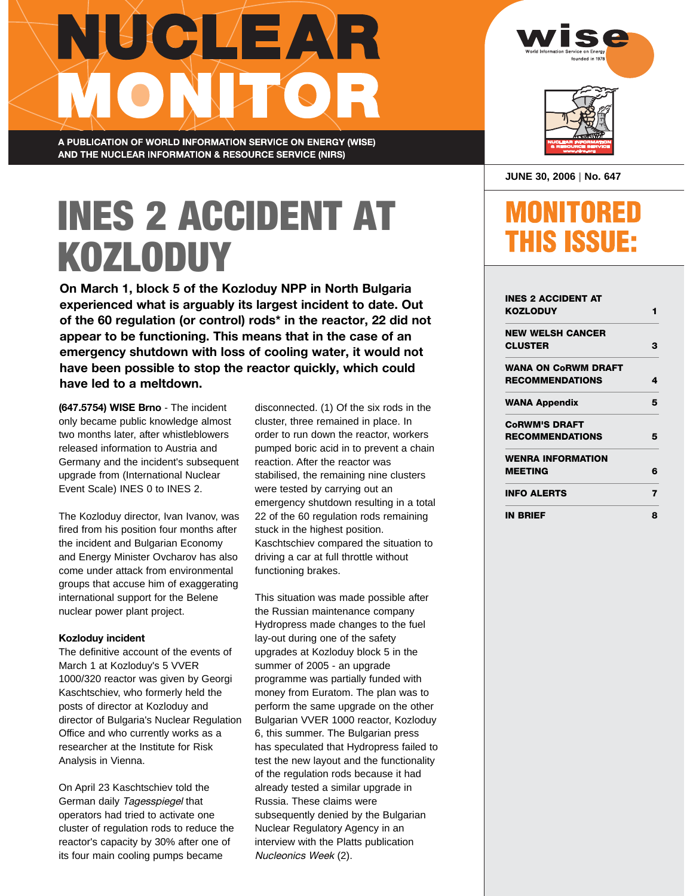# NUCLEAR MONITOR

A PUBLICATION OF WORLD INFORMATION SERVICE ON ENERGY (WISE) AND THE NUCLEAR INFORMATION & RESOURCE SERVICE (NIRS)

JUNE 30, 2006 | No. 647

## MONITORED THIS ISSUE:

| | |
|---|---|
| INES 2 ACCIDENT AT KOZLODUY | 1 |
| NEW WELSH CANCER CLUSTER | 3 |
| WANA ON CoRWM DRAFT RECOMMENDATIONS | 4 |
| WANA Appendix | 5 |
| CoRWM'S DRAFT RECOMMENDATIONS | 5 |
| WENRA INFORMATION MEETING | 6 |
| INFO ALERTS | 7 |
| IN BRIEF | 8 |

# INES 2 ACCIDENT AT KOZLODUY

**On March 1, block 5 of the Kozloduy NPP in North Bulgaria experienced what is arguably its largest incident to date. Out of the 60 regulation (or control) rods* in the reactor, 22 did not appear to be functioning. This means that in the case of an emergency shutdown with loss of cooling water, it would not have been possible to stop the reactor quickly, which could have led to a meltdown.**

**(647.5754) WISE Brno** - The incident only became public knowledge almost two months later, after whistleblowers released information to Austria and Germany and the incident's subsequent upgrade from (International Nuclear Event Scale) INES 0 to INES 2.

The Kozloduy director, Ivan Ivanov, was fired from his position four months after the incident and Bulgarian Economy and Energy Minister Ovcharov has also come under attack from environmental groups that accuse him of exaggerating international support for the Belene nuclear power plant project.

**Kozloduy incident**

The definitive account of the events of March 1 at Kozloduy's 5 VVER 1000/320 reactor was given by Georgi Kaschtschiev, who formerly held the posts of director at Kozloduy and director of Bulgaria's Nuclear Regulation Office and who currently works as a researcher at the Institute for Risk Analysis in Vienna.

On April 23 Kaschtschiev told the German daily *Tagesspiegel* that operators had tried to activate one cluster of regulation rods to reduce the reactor's capacity by 30% after one of its four main cooling pumps became disconnected. (1) Of the six rods in the cluster, three remained in place. In order to run down the reactor, workers pumped boric acid in to prevent a chain reaction. After the reactor was stabilised, the remaining nine clusters were tested by carrying out an emergency shutdown resulting in a total 22 of the 60 regulation rods remaining stuck in the highest position. Kaschtschiev compared the situation to driving a car at full throttle without functioning brakes.

This situation was made possible after the Russian maintenance company Hydropress made changes to the fuel lay-out during one of the safety upgrades at Kozloduy block 5 in the summer of 2005 - an upgrade programme was partially funded with money from Euratom. The plan was to perform the same upgrade on the other Bulgarian VVER 1000 reactor, Kozloduy 6, this summer. The Bulgarian press has speculated that Hydropress failed to test the new layout and the functionality of the regulation rods because it had already tested a similar upgrade in Russia. These claims were subsequently denied by the Bulgarian Nuclear Regulatory Agency in an interview with the Platts publication *Nucleonics Week* (2).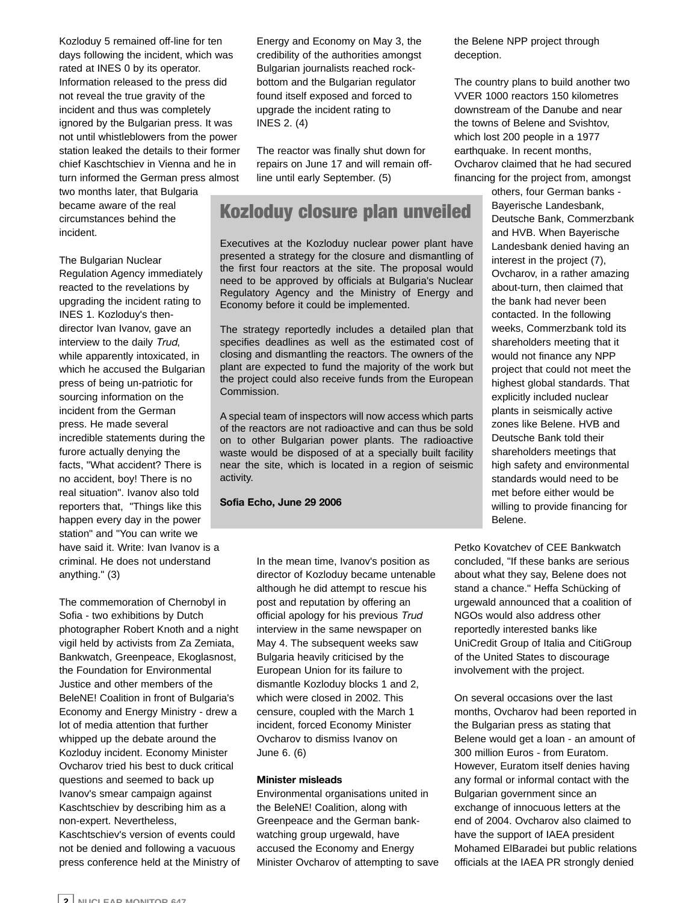Kozloduy 5 remained off-line for ten days following the incident, which was rated at INES 0 by its operator. Information released to the press did not reveal the true gravity of the incident and thus was completely ignored by the Bulgarian press. It was not until whistleblowers from the power station leaked the details to their former chief Kaschtschiev in Vienna and he in turn informed the German press almost two months later, that Bulgaria became aware of the real circumstances behind the incident.

The Bulgarian Nuclear Regulation Agency immediately reacted to the revelations by upgrading the incident rating to INES 1. Kozloduy's then-director Ivan Ivanov, gave an interview to the daily *Trud*, while apparently intoxicated, in which he accused the Bulgarian press of being un-patriotic for sourcing information on the incident from the German press. He made several incredible statements during the furore actually denying the facts, "What accident? There is no accident, boy! There is no real situation". Ivanov also told reporters that, "Things like this happen every day in the power station" and "You can write we have said it. Write: Ivan Ivanov is a criminal. He does not understand anything." (3)

The commemoration of Chernobyl in Sofia - two exhibitions by Dutch photographer Robert Knoth and a night vigil held by activists from Za Zemiata, Bankwatch, Greenpeace, Ekoglasnost, the Foundation for Environmental Justice and other members of the BeleNE! Coalition in front of Bulgaria's Economy and Energy Ministry - drew a lot of media attention that further whipped up the debate around the Kozloduy incident. Economy Minister Ovcharov tried his best to duck critical questions and seemed to back up Ivanov's smear campaign against Kaschtschiev by describing him as a non-expert. Nevertheless, Kaschtschiev's version of events could not be denied and following a vacuous press conference held at the Ministry of Energy and Economy on May 3, the credibility of the authorities amongst Bulgarian journalists reached rock-bottom and the Bulgarian regulator found itself exposed and forced to upgrade the incident rating to INES 2. (4)

The reactor was finally shut down for repairs on June 17 and will remain off-line until early September. (5)

## Kozloduy closure plan unveiled

Executives at the Kozloduy nuclear power plant have presented a strategy for the closure and dismantling of the first four reactors at the site. The proposal would need to be approved by officials at Bulgaria's Nuclear Regulatory Agency and the Ministry of Energy and Economy before it could be implemented.

The strategy reportedly includes a detailed plan that specifies deadlines as well as the estimated cost of closing and dismantling the reactors. The owners of the plant are expected to fund the majority of the work but the project could also receive funds from the European Commission.

A special team of inspectors will now access which parts of the reactors are not radioactive and can thus be sold on to other Bulgarian power plants. The radioactive waste would be disposed of at a specially built facility near the site, which is located in a region of seismic activity.

**Sofia Echo, June 29 2006**

In the mean time, Ivanov's position as director of Kozloduy became untenable although he did attempt to rescue his post and reputation by offering an official apology for his previous *Trud* interview in the same newspaper on May 4. The subsequent weeks saw Bulgaria heavily criticised by the European Union for its failure to dismantle Kozloduy blocks 1 and 2, which were closed in 2002. This censure, coupled with the March 1 incident, forced Economy Minister Ovcharov to dismiss Ivanov on June 6. (6)

**Minister misleads**

Environmental organisations united in the BeleNE! Coalition, along with Greenpeace and the German bank-watching group urgewald, have accused the Economy and Energy Minister Ovcharov of attempting to save the Belene NPP project through deception.

The country plans to build another two VVER 1000 reactors 150 kilometres downstream of the Danube and near the towns of Belene and Svishtov, which lost 200 people in a 1977 earthquake. In recent months, Ovcharov claimed that he had secured financing for the project from, amongst others, four German banks - Bayerische Landesbank, Deutsche Bank, Commerzbank and HVB. When Bayerische Landesbank denied having an interest in the project (7), Ovcharov, in a rather amazing about-turn, then claimed that the bank had never been contacted. In the following weeks, Commerzbank told its shareholders meeting that it would not finance any NPP project that could not meet the highest global standards. That explicitly included nuclear plants in seismically active zones like Belene. HVB and Deutsche Bank told their shareholders meetings that high safety and environmental standards would need to be met before either would be willing to provide financing for Belene.

Petko Kovatchev of CEE Bankwatch concluded, "If these banks are serious about what they say, Belene does not stand a chance." Heffa Schücking of urgewald announced that a coalition of NGOs would also address other reportedly interested banks like UniCredit Group of Italia and CitiGroup of the United States to discourage involvement with the project.

On several occasions over the last months, Ovcharov had been reported in the Bulgarian press as stating that Belene would get a loan - an amount of 300 million Euros - from Euratom. However, Euratom itself denies having any formal or informal contact with the Bulgarian government since an exchange of innocuous letters at the end of 2004. Ovcharov also claimed to have the support of IAEA president Mohamed ElBaradei but public relations officials at the IAEA PR strongly denied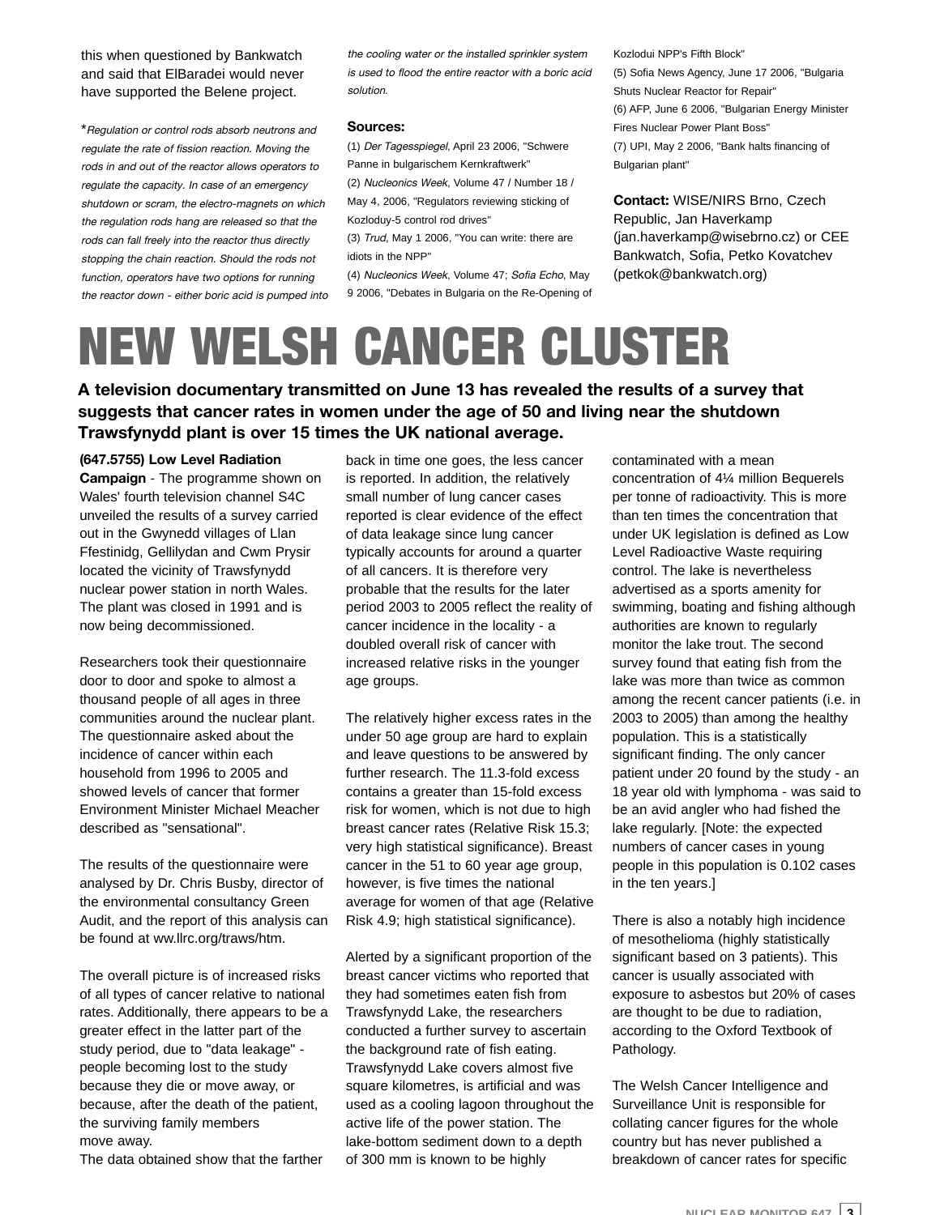this when questioned by Bankwatch and said that ElBaradei would never have supported the Belene project.

**Regulation or control rods absorb neutrons and regulate the rate of fission reaction. Moving the rods in and out of the reactor allows operators to regulate the capacity. In case of an emergency shutdown or scram, the electro-magnets on which the regulation rods hang are released so that the rods can fall freely into the reactor thus directly stopping the chain reaction. Should the rods not function, operators have two options for running the reactor down - either boric acid is pumped into the cooling water or the installed sprinkler system is used to flood the entire reactor with a boric acid solution.*

**Sources:**

(1) *Der Tagesspiegel*, April 23 2006, "Schwere Panne in bulgarischem Kernkraftwerk"
(2) *Nucleonics Week*, Volume 47 / Number 18 / May 4, 2006, "Regulators reviewing sticking of Kozloduy-5 control rod drives"
(3) *Trud*, May 1 2006, "You can write: there are idiots in the NPP"
(4) *Nucleonics Week*, Volume 47; *Sofia Echo*, May 9 2006, "Debates in Bulgaria on the Re-Opening of Kozlodui NPP's Fifth Block"
(5) Sofia News Agency, June 17 2006, "Bulgaria Shuts Nuclear Reactor for Repair"
(6) AFP, June 6 2006, "Bulgarian Energy Minister Fires Nuclear Power Plant Boss"
(7) UPI, May 2 2006, "Bank halts financing of Bulgarian plant"

**Contact:** WISE/NIRS Brno, Czech Republic, Jan Haverkamp (jan.haverkamp@wisebrno.cz) or CEE Bankwatch, Sofia, Petko Kovatchev (petkok@bankwatch.org)

# NEW WELSH CANCER CLUSTER

**A television documentary transmitted on June 13 has revealed the results of a survey that suggests that cancer rates in women under the age of 50 and living near the shutdown Trawsfynydd plant is over 15 times the UK national average.**

**(647.5755) Low Level Radiation Campaign** - The programme shown on Wales' fourth television channel S4C unveiled the results of a survey carried out in the Gwynedd villages of Llan Ffestinidg, Gellilydan and Cwm Prysir located the vicinity of Trawsfynydd nuclear power station in north Wales. The plant was closed in 1991 and is now being decommissioned.

Researchers took their questionnaire door to door and spoke to almost a thousand people of all ages in three communities around the nuclear plant. The questionnaire asked about the incidence of cancer within each household from 1996 to 2005 and showed levels of cancer that former Environment Minister Michael Meacher described as "sensational".

The results of the questionnaire were analysed by Dr. Chris Busby, director of the environmental consultancy Green Audit, and the report of this analysis can be found at ww.llrc.org/traws/htm.

The overall picture is of increased risks of all types of cancer relative to national rates. Additionally, there appears to be a greater effect in the latter part of the study period, due to "data leakage" - people becoming lost to the study because they die or move away, or because, after the death of the patient, the surviving family members move away.
The data obtained show that the farther back in time one goes, the less cancer is reported. In addition, the relatively small number of lung cancer cases reported is clear evidence of the effect of data leakage since lung cancer typically accounts for around a quarter of all cancers. It is therefore very probable that the results for the later period 2003 to 2005 reflect the reality of cancer incidence in the locality - a doubled overall risk of cancer with increased relative risks in the younger age groups.

The relatively higher excess rates in the under 50 age group are hard to explain and leave questions to be answered by further research. The 11.3-fold excess contains a greater than 15-fold excess risk for women, which is not due to high breast cancer rates (Relative Risk 15.3; very high statistical significance). Breast cancer in the 51 to 60 year age group, however, is five times the national average for women of that age (Relative Risk 4.9; high statistical significance).

Alerted by a significant proportion of the breast cancer victims who reported that they had sometimes eaten fish from Trawsfynydd Lake, the researchers conducted a further survey to ascertain the background rate of fish eating. Trawsfynydd Lake covers almost five square kilometres, is artificial and was used as a cooling lagoon throughout the active life of the power station. The lake-bottom sediment down to a depth of 300 mm is known to be highly contaminated with a mean concentration of 4¼ million Bequerels per tonne of radioactivity. This is more than ten times the concentration that under UK legislation is defined as Low Level Radioactive Waste requiring control. The lake is nevertheless advertised as a sports amenity for swimming, boating and fishing although authorities are known to regularly monitor the lake trout. The second survey found that eating fish from the lake was more than twice as common among the recent cancer patients (i.e. in 2003 to 2005) than among the healthy population. This is a statistically significant finding. The only cancer patient under 20 found by the study - an 18 year old with lymphoma - was said to be an avid angler who had fished the lake regularly. [Note: the expected numbers of cancer cases in young people in this population is 0.102 cases in the ten years.]

There is also a notably high incidence of mesothelioma (highly statistically significant based on 3 patients). This cancer is usually associated with exposure to asbestos but 20% of cases are thought to be due to radiation, according to the Oxford Textbook of Pathology.

The Welsh Cancer Intelligence and Surveillance Unit is responsible for collating cancer figures for the whole country but has never published a breakdown of cancer rates for specific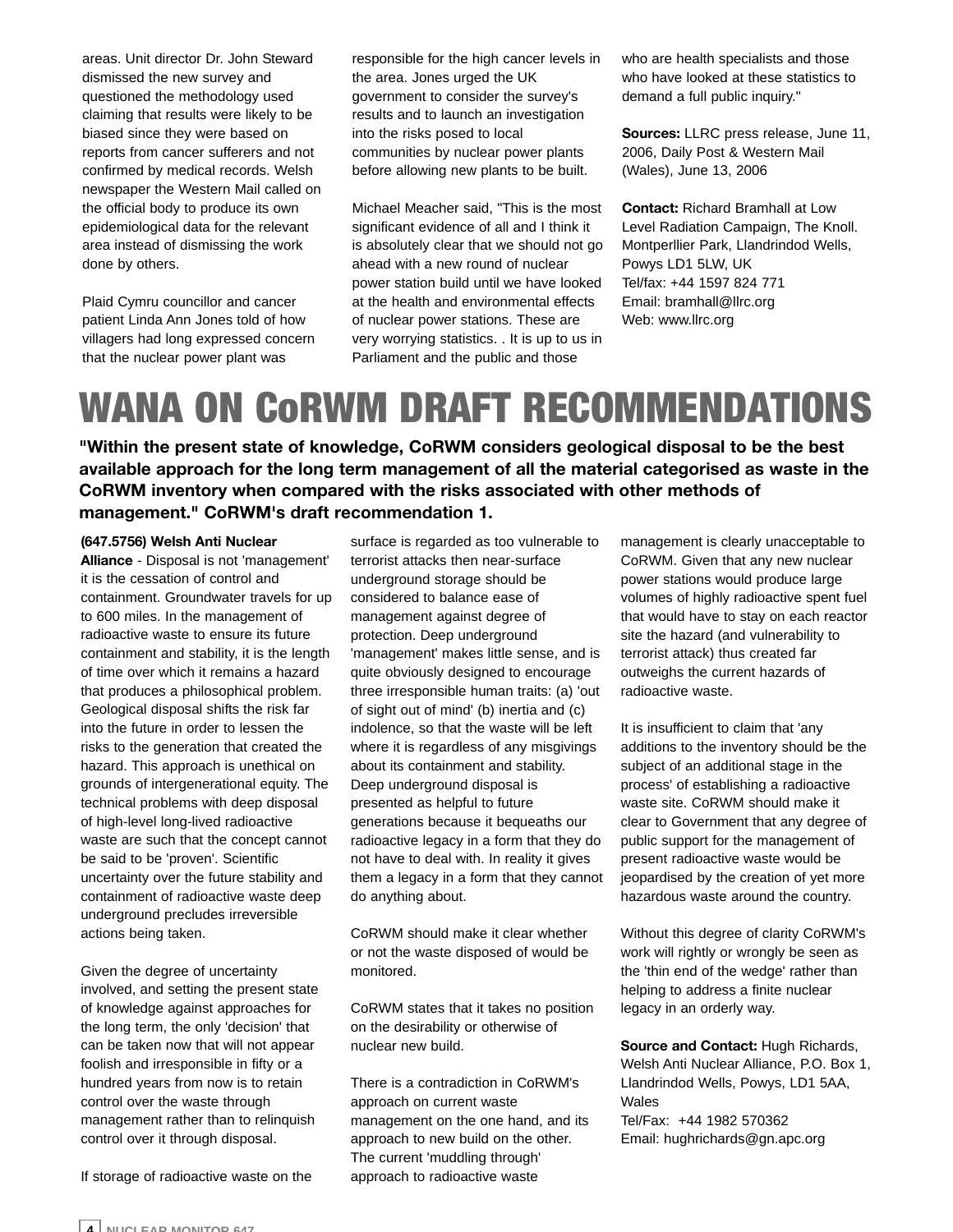areas. Unit director Dr. John Steward dismissed the new survey and questioned the methodology used claiming that results were likely to be biased since they were based on reports from cancer sufferers and not confirmed by medical records. Welsh newspaper the Western Mail called on the official body to produce its own epidemiological data for the relevant area instead of dismissing the work done by others.

Plaid Cymru councillor and cancer patient Linda Ann Jones told of how villagers had long expressed concern that the nuclear power plant was responsible for the high cancer levels in the area. Jones urged the UK government to consider the survey's results and to launch an investigation into the risks posed to local communities by nuclear power plants before allowing new plants to be built.

Michael Meacher said, "This is the most significant evidence of all and I think it is absolutely clear that we should not go ahead with a new round of nuclear power station build until we have looked at the health and environmental effects of nuclear power stations. These are very worrying statistics. . It is up to us in Parliament and the public and those who are health specialists and those who have looked at these statistics to demand a full public inquiry."

**Sources:** LLRC press release, June 11, 2006, Daily Post & Western Mail (Wales), June 13, 2006

**Contact:** Richard Bramhall at Low Level Radiation Campaign, The Knoll. Montperllier Park, Llandrindod Wells, Powys LD1 5LW, UK
Tel/fax: +44 1597 824 771
Email: bramhall@llrc.org
Web: www.llrc.org

# WANA ON CoRWM DRAFT RECOMMENDATIONS

**"Within the present state of knowledge, CoRWM considers geological disposal to be the best available approach for the long term management of all the material categorised as waste in the CoRWM inventory when compared with the risks associated with other methods of management." CoRWM's draft recommendation 1.**

**(647.5756) Welsh Anti Nuclear Alliance** - Disposal is not 'management' it is the cessation of control and containment. Groundwater travels for up to 600 miles. In the management of radioactive waste to ensure its future containment and stability, it is the length of time over which it remains a hazard that produces a philosophical problem. Geological disposal shifts the risk far into the future in order to lessen the risks to the generation that created the hazard. This approach is unethical on grounds of intergenerational equity. The technical problems with deep disposal of high-level long-lived radioactive waste are such that the concept cannot be said to be 'proven'. Scientific uncertainty over the future stability and containment of radioactive waste deep underground precludes irreversible actions being taken.

Given the degree of uncertainty involved, and setting the present state of knowledge against approaches for the long term, the only 'decision' that can be taken now that will not appear foolish and irresponsible in fifty or a hundred years from now is to retain control over the waste through management rather than to relinquish control over it through disposal.

If storage of radioactive waste on the surface is regarded as too vulnerable to terrorist attacks then near-surface underground storage should be considered to balance ease of management against degree of protection. Deep underground 'management' makes little sense, and is quite obviously designed to encourage three irresponsible human traits: (a) 'out of sight out of mind' (b) inertia and (c) indolence, so that the waste will be left where it is regardless of any misgivings about its containment and stability. Deep underground disposal is presented as helpful to future generations because it bequeaths our radioactive legacy in a form that they do not have to deal with. In reality it gives them a legacy in a form that they cannot do anything about.

CoRWM should make it clear whether or not the waste disposed of would be monitored.

CoRWM states that it takes no position on the desirability or otherwise of nuclear new build.

There is a contradiction in CoRWM's approach on current waste management on the one hand, and its approach to new build on the other. The current 'muddling through' approach to radioactive waste management is clearly unacceptable to CoRWM. Given that any new nuclear power stations would produce large volumes of highly radioactive spent fuel that would have to stay on each reactor site the hazard (and vulnerability to terrorist attack) thus created far outweighs the current hazards of radioactive waste.

It is insufficient to claim that 'any additions to the inventory should be the subject of an additional stage in the process' of establishing a radioactive waste site. CoRWM should make it clear to Government that any degree of public support for the management of present radioactive waste would be jeopardised by the creation of yet more hazardous waste around the country.

Without this degree of clarity CoRWM's work will rightly or wrongly be seen as the 'thin end of the wedge' rather than helping to address a finite nuclear legacy in an orderly way.

**Source and Contact:** Hugh Richards, Welsh Anti Nuclear Alliance, P.O. Box 1, Llandrindod Wells, Powys, LD1 5AA, Wales
Tel/Fax: +44 1982 570362
Email: hughrichards@gn.apc.org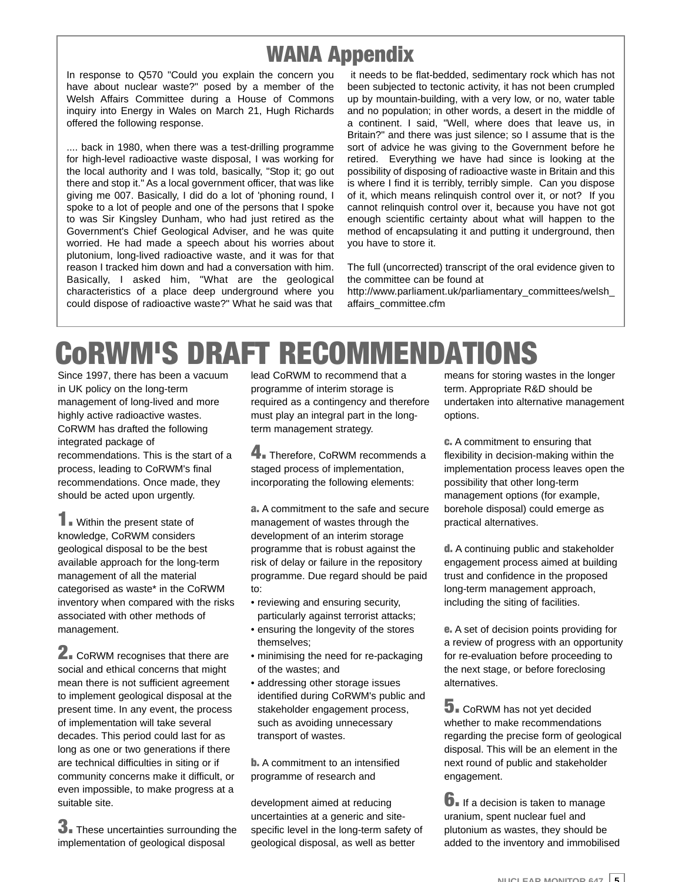## WANA Appendix

In response to Q570 "Could you explain the concern you have about nuclear waste?" posed by a member of the Welsh Affairs Committee during a House of Commons inquiry into Energy in Wales on March 21, Hugh Richards offered the following response.

.... back in 1980, when there was a test-drilling programme for high-level radioactive waste disposal, I was working for the local authority and I was told, basically, "Stop it; go out there and stop it." As a local government officer, that was like giving me 007. Basically, I did do a lot of 'phoning round, I spoke to a lot of people and one of the persons that I spoke to was Sir Kingsley Dunham, who had just retired as the Government's Chief Geological Adviser, and he was quite worried. He had made a speech about his worries about plutonium, long-lived radioactive waste, and it was for that reason I tracked him down and had a conversation with him. Basically, I asked him, "What are the geological characteristics of a place deep underground where you could dispose of radioactive waste?" What he said was that it needs to be flat-bedded, sedimentary rock which has not been subjected to tectonic activity, it has not been crumpled up by mountain-building, with a very low, or no, water table and no population; in other words, a desert in the middle of a continent. I said, "Well, where does that leave us, in Britain?" and there was just silence; so I assume that is the sort of advice he was giving to the Government before he retired. Everything we have had since is looking at the possibility of disposing of radioactive waste in Britain and this is where I find it is terribly, terribly simple. Can you dispose of it, which means relinquish control over it, or not? If you cannot relinquish control over it, because you have not got enough scientific certainty about what will happen to the method of encapsulating it and putting it underground, then you have to store it.

The full (uncorrected) transcript of the oral evidence given to the committee can be found at http://www.parliament.uk/parliamentary_committees/welsh_affairs_committee.cfm

# CoRWM'S DRAFT RECOMMENDATIONS

Since 1997, there has been a vacuum in UK policy on the long-term management of long-lived and more highly active radioactive wastes. CoRWM has drafted the following integrated package of recommendations. This is the start of a process, leading to CoRWM's final recommendations. Once made, they should be acted upon urgently.

**1.** Within the present state of knowledge, CoRWM considers geological disposal to be the best available approach for the long-term management of all the material categorised as waste* in the CoRWM inventory when compared with the risks associated with other methods of management.

**2.** CoRWM recognises that there are social and ethical concerns that might mean there is not sufficient agreement to implement geological disposal at the present time. In any event, the process of implementation will take several decades. This period could last for as long as one or two generations if there are technical difficulties in siting or if community concerns make it difficult, or even impossible, to make progress at a suitable site.

**3.** These uncertainties surrounding the implementation of geological disposal lead CoRWM to recommend that a programme of interim storage is required as a contingency and therefore must play an integral part in the long-term management strategy.

**4.** Therefore, CoRWM recommends a staged process of implementation, incorporating the following elements:

**a.** A commitment to the safe and secure management of wastes through the development of an interim storage programme that is robust against the risk of delay or failure in the repository programme. Due regard should be paid to:

- reviewing and ensuring security, particularly against terrorist attacks;
- ensuring the longevity of the stores themselves;
- minimising the need for re-packaging of the wastes; and
- addressing other storage issues identified during CoRWM's public and stakeholder engagement process, such as avoiding unnecessary transport of wastes.

**b.** A commitment to an intensified programme of research and development aimed at reducing uncertainties at a generic and site-specific level in the long-term safety of geological disposal, as well as better means for storing wastes in the longer term. Appropriate R&D should be undertaken into alternative management options.

**c.** A commitment to ensuring that flexibility in decision-making within the implementation process leaves open the possibility that other long-term management options (for example, borehole disposal) could emerge as practical alternatives.

**d.** A continuing public and stakeholder engagement process aimed at building trust and confidence in the proposed long-term management approach, including the siting of facilities.

**e.** A set of decision points providing for a review of progress with an opportunity for re-evaluation before proceeding to the next stage, or before foreclosing alternatives.

**5.** CoRWM has not yet decided whether to make recommendations regarding the precise form of geological disposal. This will be an element in the next round of public and stakeholder engagement.

**6.** If a decision is taken to manage uranium, spent nuclear fuel and plutonium as wastes, they should be added to the inventory and immobilised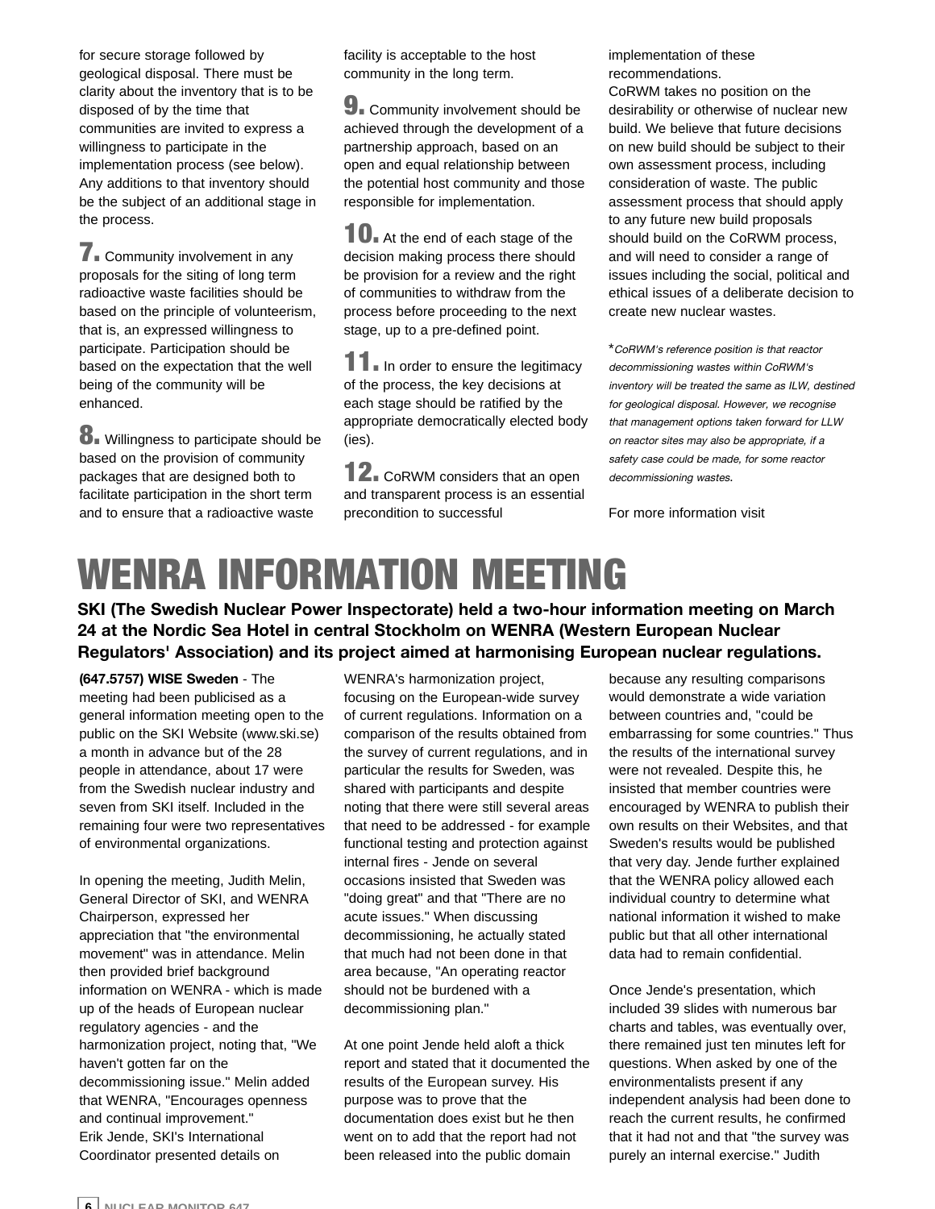for secure storage followed by geological disposal. There must be clarity about the inventory that is to be disposed of by the time that communities are invited to express a willingness to participate in the implementation process (see below). Any additions to that inventory should be the subject of an additional stage in the process.

**7.** Community involvement in any proposals for the siting of long term radioactive waste facilities should be based on the principle of volunteerism, that is, an expressed willingness to participate. Participation should be based on the expectation that the well being of the community will be enhanced.

**8.** Willingness to participate should be based on the provision of community packages that are designed both to facilitate participation in the short term and to ensure that a radioactive waste facility is acceptable to the host community in the long term.

**9.** Community involvement should be achieved through the development of a partnership approach, based on an open and equal relationship between the potential host community and those responsible for implementation.

**10.** At the end of each stage of the decision making process there should be provision for a review and the right of communities to withdraw from the process before proceeding to the next stage, up to a pre-defined point.

**11.** In order to ensure the legitimacy of the process, the key decisions at each stage should be ratified by the appropriate democratically elected body (ies).

**12.** CoRWM considers that an open and transparent process is an essential precondition to successful implementation of these recommendations.

CoRWM takes no position on the desirability or otherwise of nuclear new build. We believe that future decisions on new build should be subject to their own assessment process, including consideration of waste. The public assessment process that should apply to any future new build proposals should build on the CoRWM process, and will need to consider a range of issues including the social, political and ethical issues of a deliberate decision to create new nuclear wastes.

*\*CoRWM's reference position is that reactor decommissioning wastes within CoRWM's inventory will be treated the same as ILW, destined for geological disposal. However, we recognise that management options taken forward for LLW on reactor sites may also be appropriate, if a safety case could be made, for some reactor decommissioning wastes.*

For more information visit

# WENRA INFORMATION MEETING

**SKI (The Swedish Nuclear Power Inspectorate) held a two-hour information meeting on March 24 at the Nordic Sea Hotel in central Stockholm on WENRA (Western European Nuclear Regulators' Association) and its project aimed at harmonising European nuclear regulations.**

**(647.5757) WISE Sweden** - The meeting had been publicised as a general information meeting open to the public on the SKI Website (www.ski.se) a month in advance but of the 28 people in attendance, about 17 were from the Swedish nuclear industry and seven from SKI itself. Included in the remaining four were two representatives of environmental organizations.

In opening the meeting, Judith Melin, General Director of SKI, and WENRA Chairperson, expressed her appreciation that "the environmental movement" was in attendance. Melin then provided brief background information on WENRA - which is made up of the heads of European nuclear regulatory agencies - and the harmonization project, noting that, "We haven't gotten far on the decommissioning issue." Melin added that WENRA, "Encourages openness and continual improvement."
Erik Jende, SKI's International Coordinator presented details on WENRA's harmonization project, focusing on the European-wide survey of current regulations. Information on a comparison of the results obtained from the survey of current regulations, and in particular the results for Sweden, was shared with participants and despite noting that there were still several areas that need to be addressed - for example functional testing and protection against internal fires - Jende on several occasions insisted that Sweden was "doing great" and that "There are no acute issues." When discussing decommissioning, he actually stated that much had not been done in that area because, "An operating reactor should not be burdened with a decommissioning plan."

At one point Jende held aloft a thick report and stated that it documented the results of the European survey. His purpose was to prove that the documentation does exist but he then went on to add that the report had not been released into the public domain because any resulting comparisons would demonstrate a wide variation between countries and, "could be embarrassing for some countries." Thus the results of the international survey were not revealed. Despite this, he insisted that member countries were encouraged by WENRA to publish their own results on their Websites, and that Sweden's results would be published that very day. Jende further explained that the WENRA policy allowed each individual country to determine what national information it wished to make public but that all other international data had to remain confidential.

Once Jende's presentation, which included 39 slides with numerous bar charts and tables, was eventually over, there remained just ten minutes left for questions. When asked by one of the environmentalists present if any independent analysis had been done to reach the current results, he confirmed that it had not and that "the survey was purely an internal exercise." Judith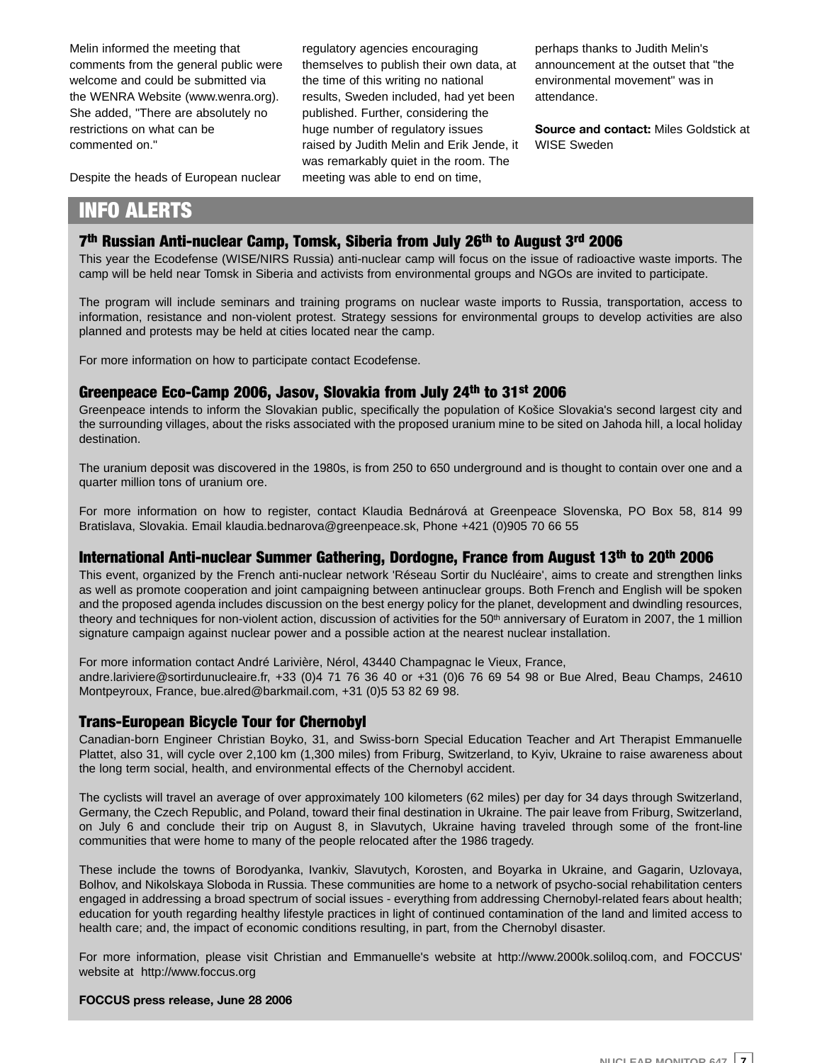Melin informed the meeting that comments from the general public were welcome and could be submitted via the WENRA Website (www.wenra.org). She added, "There are absolutely no restrictions on what can be commented on."

Despite the heads of European nuclear regulatory agencies encouraging themselves to publish their own data, at the time of this writing no national results, Sweden included, had yet been published. Further, considering the huge number of regulatory issues raised by Judith Melin and Erik Jende, it was remarkably quiet in the room. The meeting was able to end on time, perhaps thanks to Judith Melin's announcement at the outset that "the environmental movement" was in attendance.

**Source and contact:** Miles Goldstick at WISE Sweden

# INFO ALERTS

## 7th Russian Anti-nuclear Camp, Tomsk, Siberia from July 26th to August 3rd 2006

This year the Ecodefense (WISE/NIRS Russia) anti-nuclear camp will focus on the issue of radioactive waste imports. The camp will be held near Tomsk in Siberia and activists from environmental groups and NGOs are invited to participate.

The program will include seminars and training programs on nuclear waste imports to Russia, transportation, access to information, resistance and non-violent protest. Strategy sessions for environmental groups to develop activities are also planned and protests may be held at cities located near the camp.

For more information on how to participate contact Ecodefense.

## Greenpeace Eco-Camp 2006, Jasov, Slovakia from July 24th to 31st 2006

Greenpeace intends to inform the Slovakian public, specifically the population of Košice Slovakia's second largest city and the surrounding villages, about the risks associated with the proposed uranium mine to be sited on Jahoda hill, a local holiday destination.

The uranium deposit was discovered in the 1980s, is from 250 to 650 underground and is thought to contain over one and a quarter million tons of uranium ore.

For more information on how to register, contact Klaudia Bednárová at Greenpeace Slovenska, PO Box 58, 814 99 Bratislava, Slovakia. Email klaudia.bednarova@greenpeace.sk, Phone +421 (0)905 70 66 55

## International Anti-nuclear Summer Gathering, Dordogne, France from August 13th to 20th 2006

This event, organized by the French anti-nuclear network 'Réseau Sortir du Nucléaire', aims to create and strengthen links as well as promote cooperation and joint campaigning between antinuclear groups. Both French and English will be spoken and the proposed agenda includes discussion on the best energy policy for the planet, development and dwindling resources, theory and techniques for non-violent action, discussion of activities for the 50th anniversary of Euratom in 2007, the 1 million signature campaign against nuclear power and a possible action at the nearest nuclear installation.

For more information contact André Larivière, Nérol, 43440 Champagnac le Vieux, France, andre.lariviere@sortirdunucleaire.fr, +33 (0)4 71 76 36 40 or +31 (0)6 76 69 54 98 or Bue Alred, Beau Champs, 24610 Montpeyroux, France, bue.alred@barkmail.com, +31 (0)5 53 82 69 98.

## Trans-European Bicycle Tour for Chernobyl

Canadian-born Engineer Christian Boyko, 31, and Swiss-born Special Education Teacher and Art Therapist Emmanuelle Plattet, also 31, will cycle over 2,100 km (1,300 miles) from Friburg, Switzerland, to Kyiv, Ukraine to raise awareness about the long term social, health, and environmental effects of the Chernobyl accident.

The cyclists will travel an average of over approximately 100 kilometers (62 miles) per day for 34 days through Switzerland, Germany, the Czech Republic, and Poland, toward their final destination in Ukraine. The pair leave from Friburg, Switzerland, on July 6 and conclude their trip on August 8, in Slavutych, Ukraine having traveled through some of the front-line communities that were home to many of the people relocated after the 1986 tragedy.

These include the towns of Borodyanka, Ivankiv, Slavutych, Korosten, and Boyarka in Ukraine, and Gagarin, Uzlovaya, Bolhov, and Nikolskaya Sloboda in Russia. These communities are home to a network of psycho-social rehabilitation centers engaged in addressing a broad spectrum of social issues - everything from addressing Chernobyl-related fears about health; education for youth regarding healthy lifestyle practices in light of continued contamination of the land and limited access to health care; and, the impact of economic conditions resulting, in part, from the Chernobyl disaster.

For more information, please visit Christian and Emmanuelle's website at http://www.2000k.soliloq.com, and FOCCUS' website at http://www.foccus.org

**FOCCUS press release, June 28 2006**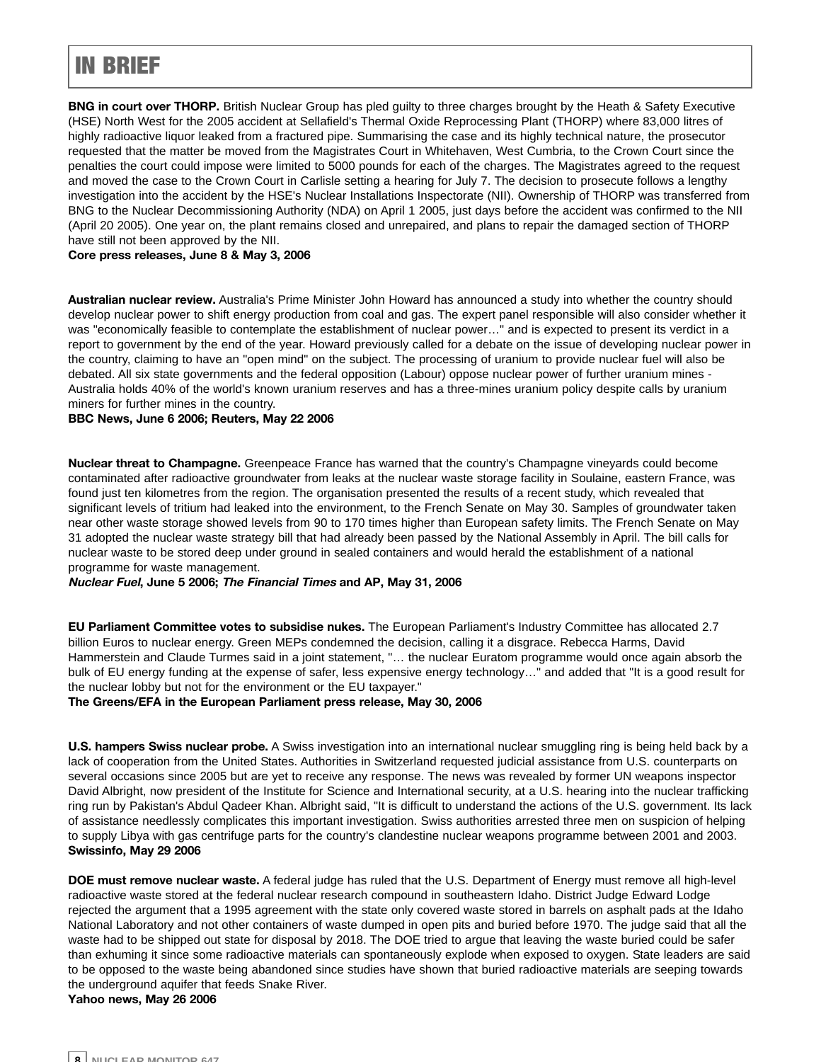# IN BRIEF

**BNG in court over THORP.** British Nuclear Group has pled guilty to three charges brought by the Heath & Safety Executive (HSE) North West for the 2005 accident at Sellafield's Thermal Oxide Reprocessing Plant (THORP) where 83,000 litres of highly radioactive liquor leaked from a fractured pipe. Summarising the case and its highly technical nature, the prosecutor requested that the matter be moved from the Magistrates Court in Whitehaven, West Cumbria, to the Crown Court since the penalties the court could impose were limited to 5000 pounds for each of the charges. The Magistrates agreed to the request and moved the case to the Crown Court in Carlisle setting a hearing for July 7. The decision to prosecute follows a lengthy investigation into the accident by the HSE's Nuclear Installations Inspectorate (NII). Ownership of THORP was transferred from BNG to the Nuclear Decommissioning Authority (NDA) on April 1 2005, just days before the accident was confirmed to the NII (April 20 2005). One year on, the plant remains closed and unrepaired, and plans to repair the damaged section of THORP have still not been approved by the NII.
**Core press releases, June 8 & May 3, 2006**

**Australian nuclear review.** Australia's Prime Minister John Howard has announced a study into whether the country should develop nuclear power to shift energy production from coal and gas. The expert panel responsible will also consider whether it was "economically feasible to contemplate the establishment of nuclear power…" and is expected to present its verdict in a report to government by the end of the year. Howard previously called for a debate on the issue of developing nuclear power in the country, claiming to have an "open mind" on the subject. The processing of uranium to provide nuclear fuel will also be debated. All six state governments and the federal opposition (Labour) oppose nuclear power of further uranium mines - Australia holds 40% of the world's known uranium reserves and has a three-mines uranium policy despite calls by uranium miners for further mines in the country.
**BBC News, June 6 2006; Reuters, May 22 2006**

**Nuclear threat to Champagne.** Greenpeace France has warned that the country's Champagne vineyards could become contaminated after radioactive groundwater from leaks at the nuclear waste storage facility in Soulaine, eastern France, was found just ten kilometres from the region. The organisation presented the results of a recent study, which revealed that significant levels of tritium had leaked into the environment, to the French Senate on May 30. Samples of groundwater taken near other waste storage showed levels from 90 to 170 times higher than European safety limits. The French Senate on May 31 adopted the nuclear waste strategy bill that had already been passed by the National Assembly in April. The bill calls for nuclear waste to be stored deep under ground in sealed containers and would herald the establishment of a national programme for waste management.
***Nuclear Fuel*, June 5 2006; *The Financial Times* and AP, May 31, 2006**

**EU Parliament Committee votes to subsidise nukes.** The European Parliament's Industry Committee has allocated 2.7 billion Euros to nuclear energy. Green MEPs condemned the decision, calling it a disgrace. Rebecca Harms, David Hammerstein and Claude Turmes said in a joint statement, "… the nuclear Euratom programme would once again absorb the bulk of EU energy funding at the expense of safer, less expensive energy technology…" and added that "It is a good result for the nuclear lobby but not for the environment or the EU taxpayer."
**The Greens/EFA in the European Parliament press release, May 30, 2006**

**U.S. hampers Swiss nuclear probe.** A Swiss investigation into an international nuclear smuggling ring is being held back by a lack of cooperation from the United States. Authorities in Switzerland requested judicial assistance from U.S. counterparts on several occasions since 2005 but are yet to receive any response. The news was revealed by former UN weapons inspector David Albright, now president of the Institute for Science and International security, at a U.S. hearing into the nuclear trafficking ring run by Pakistan's Abdul Qadeer Khan. Albright said, "It is difficult to understand the actions of the U.S. government. Its lack of assistance needlessly complicates this important investigation. Swiss authorities arrested three men on suspicion of helping to supply Libya with gas centrifuge parts for the country's clandestine nuclear weapons programme between 2001 and 2003.
**Swissinfo, May 29 2006**

**DOE must remove nuclear waste.** A federal judge has ruled that the U.S. Department of Energy must remove all high-level radioactive waste stored at the federal nuclear research compound in southeastern Idaho. District Judge Edward Lodge rejected the argument that a 1995 agreement with the state only covered waste stored in barrels on asphalt pads at the Idaho National Laboratory and not other containers of waste dumped in open pits and buried before 1970. The judge said that all the waste had to be shipped out state for disposal by 2018. The DOE tried to argue that leaving the waste buried could be safer than exhuming it since some radioactive materials can spontaneously explode when exposed to oxygen. State leaders are said to be opposed to the waste being abandoned since studies have shown that buried radioactive materials are seeping towards the underground aquifer that feeds Snake River.
**Yahoo news, May 26 2006**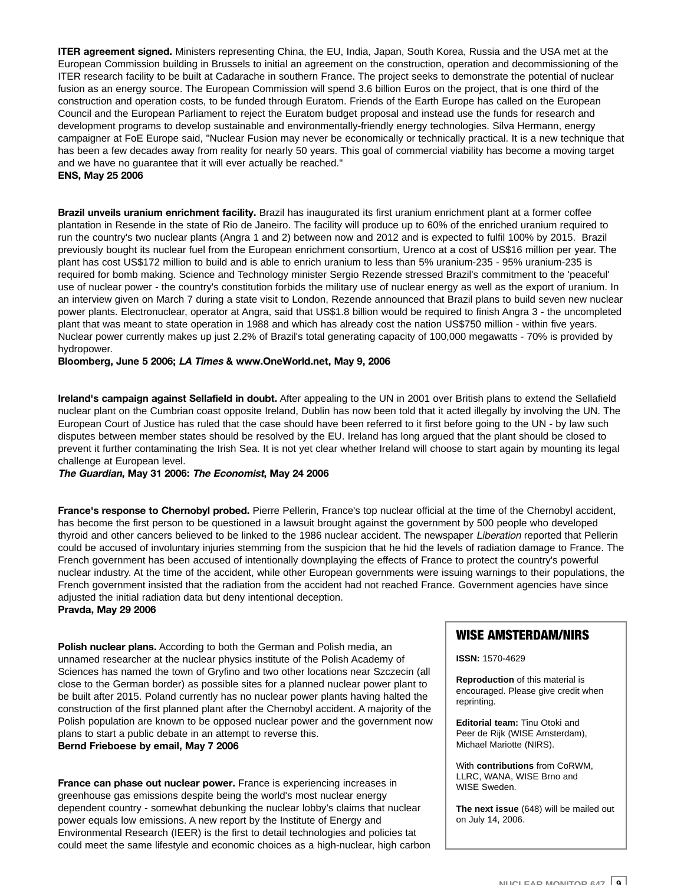**ITER agreement signed.** Ministers representing China, the EU, India, Japan, South Korea, Russia and the USA met at the European Commission building in Brussels to initial an agreement on the construction, operation and decommissioning of the ITER research facility to be built at Cadarache in southern France. The project seeks to demonstrate the potential of nuclear fusion as an energy source. The European Commission will spend 3.6 billion Euros on the project, that is one third of the construction and operation costs, to be funded through Euratom. Friends of the Earth Europe has called on the European Council and the European Parliament to reject the Euratom budget proposal and instead use the funds for research and development programs to develop sustainable and environmentally-friendly energy technologies. Silva Hermann, energy campaigner at FoE Europe said, "Nuclear Fusion may never be economically or technically practical. It is a new technique that has been a few decades away from reality for nearly 50 years. This goal of commercial viability has become a moving target and we have no guarantee that it will ever actually be reached."
**ENS, May 25 2006**

**Brazil unveils uranium enrichment facility.** Brazil has inaugurated its first uranium enrichment plant at a former coffee plantation in Resende in the state of Rio de Janeiro. The facility will produce up to 60% of the enriched uranium required to run the country's two nuclear plants (Angra 1 and 2) between now and 2012 and is expected to fulfil 100% by 2015. Brazil previously bought its nuclear fuel from the European enrichment consortium, Urenco at a cost of US$16 million per year. The plant has cost US$172 million to build and is able to enrich uranium to less than 5% uranium-235 - 95% uranium-235 is required for bomb making. Science and Technology minister Sergio Rezende stressed Brazil's commitment to the 'peaceful' use of nuclear power - the country's constitution forbids the military use of nuclear energy as well as the export of uranium. In an interview given on March 7 during a state visit to London, Rezende announced that Brazil plans to build seven new nuclear power plants. Electronuclear, operator at Angra, said that US$1.8 billion would be required to finish Angra 3 - the uncompleted plant that was meant to state operation in 1988 and which has already cost the nation US$750 million - within five years. Nuclear power currently makes up just 2.2% of Brazil's total generating capacity of 100,000 megawatts - 70% is provided by hydropower.
**Bloomberg, June 5 2006; *LA Times* & www.OneWorld.net, May 9, 2006**

**Ireland's campaign against Sellafield in doubt.** After appealing to the UN in 2001 over British plans to extend the Sellafield nuclear plant on the Cumbrian coast opposite Ireland, Dublin has now been told that it acted illegally by involving the UN. The European Court of Justice has ruled that the case should have been referred to it first before going to the UN - by law such disputes between member states should be resolved by the EU. Ireland has long argued that the plant should be closed to prevent it further contaminating the Irish Sea. It is not yet clear whether Ireland will choose to start again by mounting its legal challenge at European level.
***The Guardian*, May 31 2006: *The Economist*, May 24 2006**

**France's response to Chernobyl probed.** Pierre Pellerin, France's top nuclear official at the time of the Chernobyl accident, has become the first person to be questioned in a lawsuit brought against the government by 500 people who developed thyroid and other cancers believed to be linked to the 1986 nuclear accident. The newspaper *Liberation* reported that Pellerin could be accused of involuntary injuries stemming from the suspicion that he hid the levels of radiation damage to France. The French government has been accused of intentionally downplaying the effects of France to protect the country's powerful nuclear industry. At the time of the accident, while other European governments were issuing warnings to their populations, the French government insisted that the radiation from the accident had not reached France. Government agencies have since adjusted the initial radiation data but deny intentional deception.
**Pravda, May 29 2006**

**Polish nuclear plans.** According to both the German and Polish media, an unnamed researcher at the nuclear physics institute of the Polish Academy of Sciences has named the town of Gryfino and two other locations near Szczecin (all close to the German border) as possible sites for a planned nuclear power plant to be built after 2015. Poland currently has no nuclear power plants having halted the construction of the first planned plant after the Chernobyl accident. A majority of the Polish population are known to be opposed nuclear power and the government now plans to start a public debate in an attempt to reverse this.
**Bernd Frieboese by email, May 7 2006**

**France can phase out nuclear power.** France is experiencing increases in greenhouse gas emissions despite being the world's most nuclear energy dependent country - somewhat debunking the nuclear lobby's claims that nuclear power equals low emissions. A new report by the Institute of Energy and Environmental Research (IEER) is the first to detail technologies and policies tat could meet the same lifestyle and economic choices as a high-nuclear, high carbon

## WISE AMSTERDAM/NIRS

**ISSN:** 1570-4629

**Reproduction** of this material is encouraged. Please give credit when reprinting.

**Editorial team:** Tinu Otoki and Peer de Rijk (WISE Amsterdam), Michael Mariotte (NIRS).

With **contributions** from CoRWM, LLRC, WANA, WISE Brno and WISE Sweden.

**The next issue** (648) will be mailed out on July 14, 2006.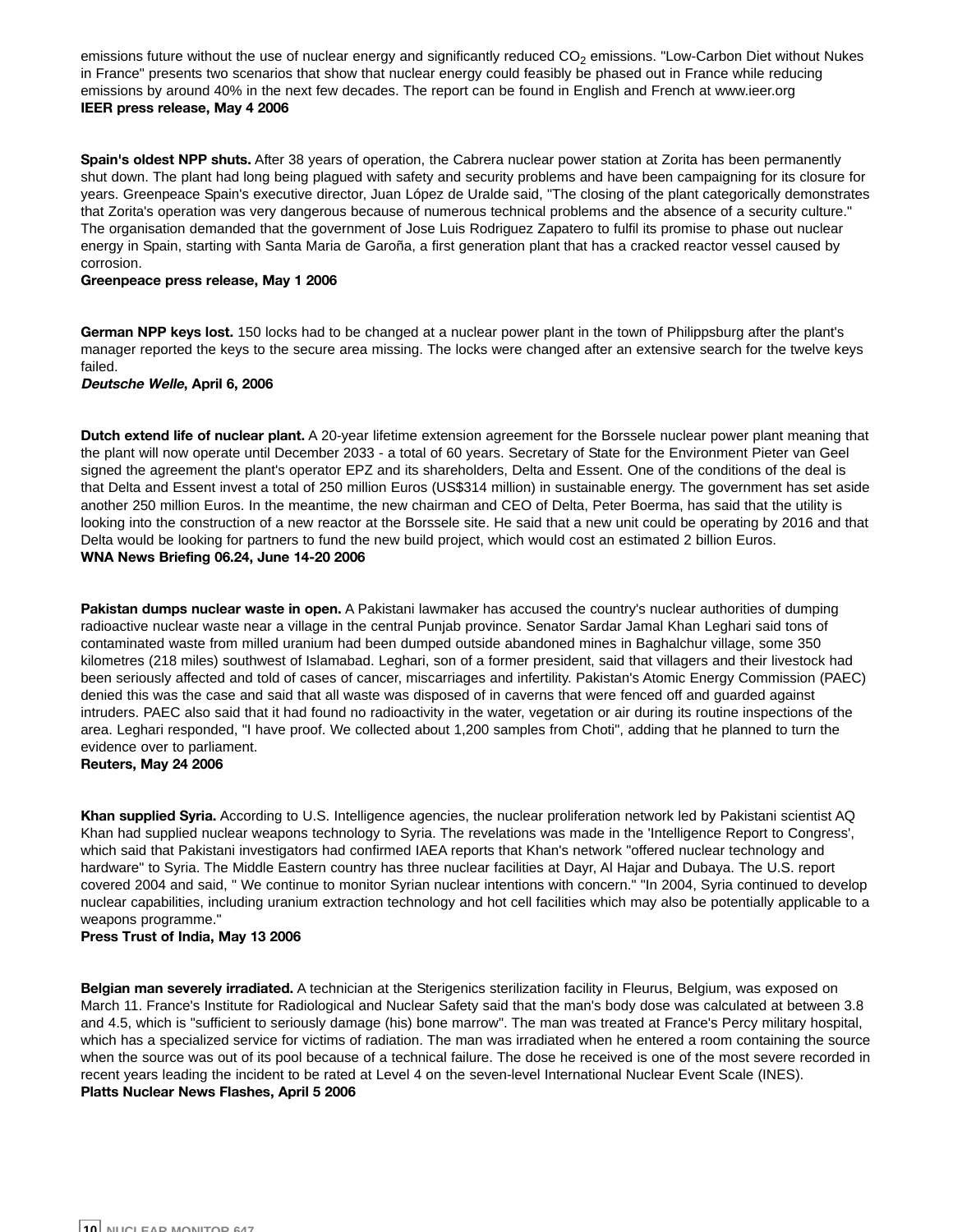emissions future without the use of nuclear energy and significantly reduced $CO_2$ emissions. "Low-Carbon Diet without Nukes in France" presents two scenarios that show that nuclear energy could feasibly be phased out in France while reducing emissions by around 40% in the next few decades. The report can be found in English and French at www.ieer.org
**IEER press release, May 4 2006**

**Spain's oldest NPP shuts.** After 38 years of operation, the Cabrera nuclear power station at Zorita has been permanently shut down. The plant had long being plagued with safety and security problems and have been campaigning for its closure for years. Greenpeace Spain's executive director, Juan López de Uralde said, "The closing of the plant categorically demonstrates that Zorita's operation was very dangerous because of numerous technical problems and the absence of a security culture." The organisation demanded that the government of Jose Luis Rodriguez Zapatero to fulfil its promise to phase out nuclear energy in Spain, starting with Santa Maria de Garoña, a first generation plant that has a cracked reactor vessel caused by corrosion.
**Greenpeace press release, May 1 2006**

**German NPP keys lost.** 150 locks had to be changed at a nuclear power plant in the town of Philippsburg after the plant's manager reported the keys to the secure area missing. The locks were changed after an extensive search for the twelve keys failed.
***Deutsche Welle*, April 6, 2006**

**Dutch extend life of nuclear plant.** A 20-year lifetime extension agreement for the Borssele nuclear power plant meaning that the plant will now operate until December 2033 - a total of 60 years. Secretary of State for the Environment Pieter van Geel signed the agreement the plant's operator EPZ and its shareholders, Delta and Essent. One of the conditions of the deal is that Delta and Essent invest a total of 250 million Euros (US$314 million) in sustainable energy. The government has set aside another 250 million Euros. In the meantime, the new chairman and CEO of Delta, Peter Boerma, has said that the utility is looking into the construction of a new reactor at the Borssele site. He said that a new unit could be operating by 2016 and that Delta would be looking for partners to fund the new build project, which would cost an estimated 2 billion Euros.
**WNA News Briefing 06.24, June 14-20 2006**

**Pakistan dumps nuclear waste in open.** A Pakistani lawmaker has accused the country's nuclear authorities of dumping radioactive nuclear waste near a village in the central Punjab province. Senator Sardar Jamal Khan Leghari said tons of contaminated waste from milled uranium had been dumped outside abandoned mines in Baghalchur village, some 350 kilometres (218 miles) southwest of Islamabad. Leghari, son of a former president, said that villagers and their livestock had been seriously affected and told of cases of cancer, miscarriages and infertility. Pakistan's Atomic Energy Commission (PAEC) denied this was the case and said that all waste was disposed of in caverns that were fenced off and guarded against intruders. PAEC also said that it had found no radioactivity in the water, vegetation or air during its routine inspections of the area. Leghari responded, "I have proof. We collected about 1,200 samples from Choti", adding that he planned to turn the evidence over to parliament.
**Reuters, May 24 2006**

**Khan supplied Syria.** According to U.S. Intelligence agencies, the nuclear proliferation network led by Pakistani scientist AQ Khan had supplied nuclear weapons technology to Syria. The revelations was made in the 'Intelligence Report to Congress', which said that Pakistani investigators had confirmed IAEA reports that Khan's network "offered nuclear technology and hardware" to Syria. The Middle Eastern country has three nuclear facilities at Dayr, Al Hajar and Dubaya. The U.S. report covered 2004 and said, " We continue to monitor Syrian nuclear intentions with concern." "In 2004, Syria continued to develop nuclear capabilities, including uranium extraction technology and hot cell facilities which may also be potentially applicable to a weapons programme."
**Press Trust of India, May 13 2006**

**Belgian man severely irradiated.** A technician at the Sterigenics sterilization facility in Fleurus, Belgium, was exposed on March 11. France's Institute for Radiological and Nuclear Safety said that the man's body dose was calculated at between 3.8 and 4.5, which is "sufficient to seriously damage (his) bone marrow". The man was treated at France's Percy military hospital, which has a specialized service for victims of radiation. The man was irradiated when he entered a room containing the source when the source was out of its pool because of a technical failure. The dose he received is one of the most severe recorded in recent years leading the incident to be rated at Level 4 on the seven-level International Nuclear Event Scale (INES).
**Platts Nuclear News Flashes, April 5 2006**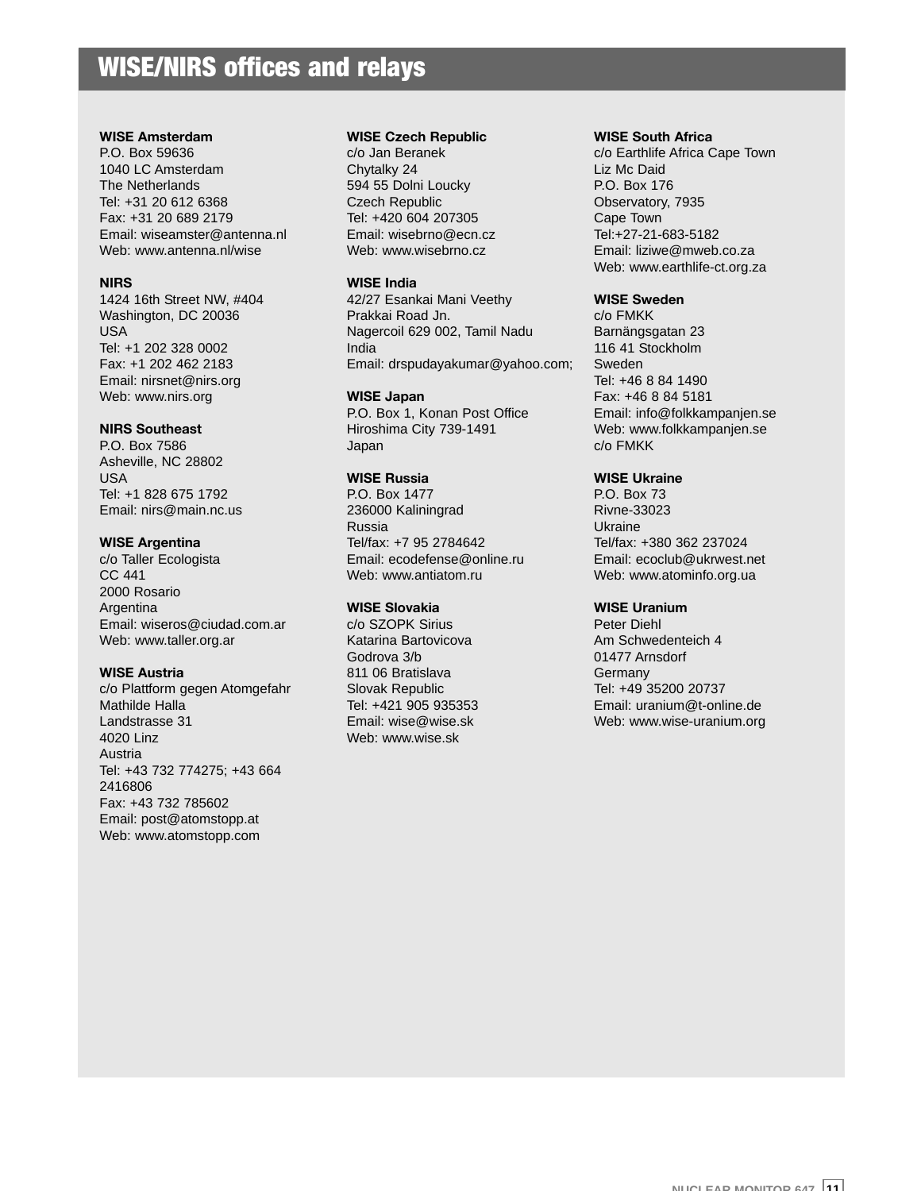# WISE/NIRS offices and relays

**WISE Amsterdam**
P.O. Box 59636
1040 LC Amsterdam
The Netherlands
Tel: +31 20 612 6368
Fax: +31 20 689 2179
Email: wiseamster@antenna.nl
Web: www.antenna.nl/wise

**NIRS**
1424 16th Street NW, #404
Washington, DC 20036
USA
Tel: +1 202 328 0002
Fax: +1 202 462 2183
Email: nirsnet@nirs.org
Web: www.nirs.org

**NIRS Southeast**
P.O. Box 7586
Asheville, NC 28802
USA
Tel: +1 828 675 1792
Email: nirs@main.nc.us

**WISE Argentina**
c/o Taller Ecologista
CC 441
2000 Rosario
Argentina
Email: wiseros@ciudad.com.ar
Web: www.taller.org.ar

**WISE Austria**
c/o Plattform gegen Atomgefahr
Mathilde Halla
Landstrasse 31
4020 Linz
Austria
Tel: +43 732 774275; +43 664 2416806
Fax: +43 732 785602
Email: post@atomstopp.at
Web: www.atomstopp.com

**WISE Czech Republic**
c/o Jan Beranek
Chytalky 24
594 55 Dolni Loucky
Czech Republic
Tel: +420 604 207305
Email: wisebrno@ecn.cz
Web: www.wisebrno.cz

**WISE India**
42/27 Esankai Mani Veethy
Prakkai Road Jn.
Nagercoil 629 002, Tamil Nadu
India
Email: drspudayakumar@yahoo.com;

**WISE Japan**
P.O. Box 1, Konan Post Office
Hiroshima City 739-1491
Japan

**WISE Russia**
P.O. Box 1477
236000 Kaliningrad
Russia
Tel/fax: +7 95 2784642
Email: ecodefense@online.ru
Web: www.antiatom.ru

**WISE Slovakia**
c/o SZOPK Sirius
Katarina Bartovicova
Godrova 3/b
811 06 Bratislava
Slovak Republic
Tel: +421 905 935353
Email: wise@wise.sk
Web: www.wise.sk

**WISE South Africa**
c/o Earthlife Africa Cape Town
Liz Mc Daid
P.O. Box 176
Observatory, 7935
Cape Town
Tel:+27-21-683-5182
Email: liziwe@mweb.co.za
Web: www.earthlife-ct.org.za

**WISE Sweden**
c/o FMKK
Barnängsgatan 23
116 41 Stockholm
Sweden
Tel: +46 8 84 1490
Fax: +46 8 84 5181
Email: info@folkkampanjen.se
Web: www.folkkampanjen.se
c/o FMKK

**WISE Ukraine**
P.O. Box 73
Rivne-33023
Ukraine
Tel/fax: +380 362 237024
Email: ecoclub@ukrwest.net
Web: www.atominfo.org.ua

**WISE Uranium**
Peter Diehl
Am Schwedenteich 4
01477 Arnsdorf
Germany
Tel: +49 35200 20737
Email: uranium@t-online.de
Web: www.wise-uranium.org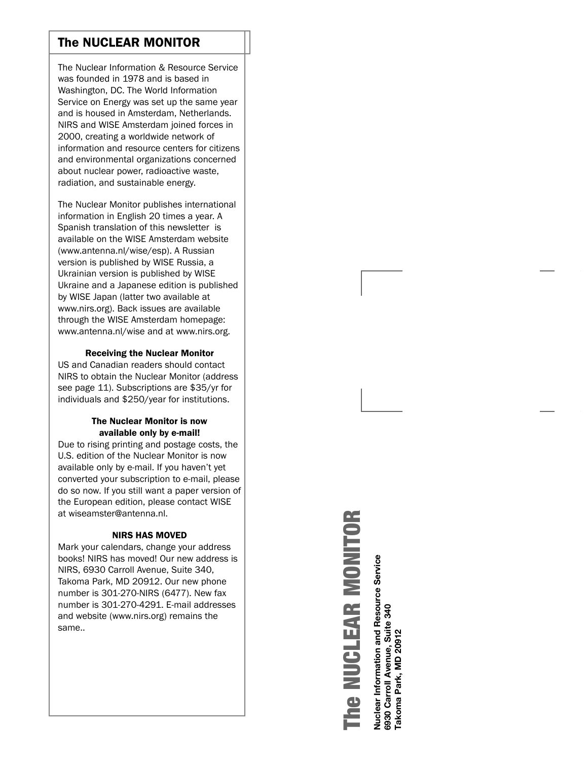## The NUCLEAR MONITOR

The Nuclear Information & Resource Service was founded in 1978 and is based in Washington, DC. The World Information Service on Energy was set up the same year and is housed in Amsterdam, Netherlands. NIRS and WISE Amsterdam joined forces in 2000, creating a worldwide network of information and resource centers for citizens and environmental organizations concerned about nuclear power, radioactive waste, radiation, and sustainable energy.

The Nuclear Monitor publishes international information in English 20 times a year. A Spanish translation of this newsletter is available on the WISE Amsterdam website (www.antenna.nl/wise/esp). A Russian version is published by WISE Russia, a Ukrainian version is published by WISE Ukraine and a Japanese edition is published by WISE Japan (latter two available at www.nirs.org). Back issues are available through the WISE Amsterdam homepage: www.antenna.nl/wise and at www.nirs.org.

**Receiving the Nuclear Monitor**

US and Canadian readers should contact NIRS to obtain the Nuclear Monitor (address see page 11). Subscriptions are $35/yr for individuals and $250/year for institutions.

**The Nuclear Monitor is now available only by e-mail!**

Due to rising printing and postage costs, the U.S. edition of the Nuclear Monitor is now available only by e-mail. If you haven't yet converted your subscription to e-mail, please do so now. If you still want a paper version of the European edition, please contact WISE at wiseamster@antenna.nl.

**NIRS HAS MOVED**

Mark your calendars, change your address books! NIRS has moved! Our new address is NIRS, 6930 Carroll Avenue, Suite 340, Takoma Park, MD 20912. Our new phone number is 301-270-NIRS (6477). New fax number is 301-270-4291. E-mail addresses and website (www.nirs.org) remains the same..

The NUCLEAR MONITOR

**Nuclear Information and Resource Service**
**6930 Carroll Avenue, Suite 340**
**Takoma Park, MD 20912**